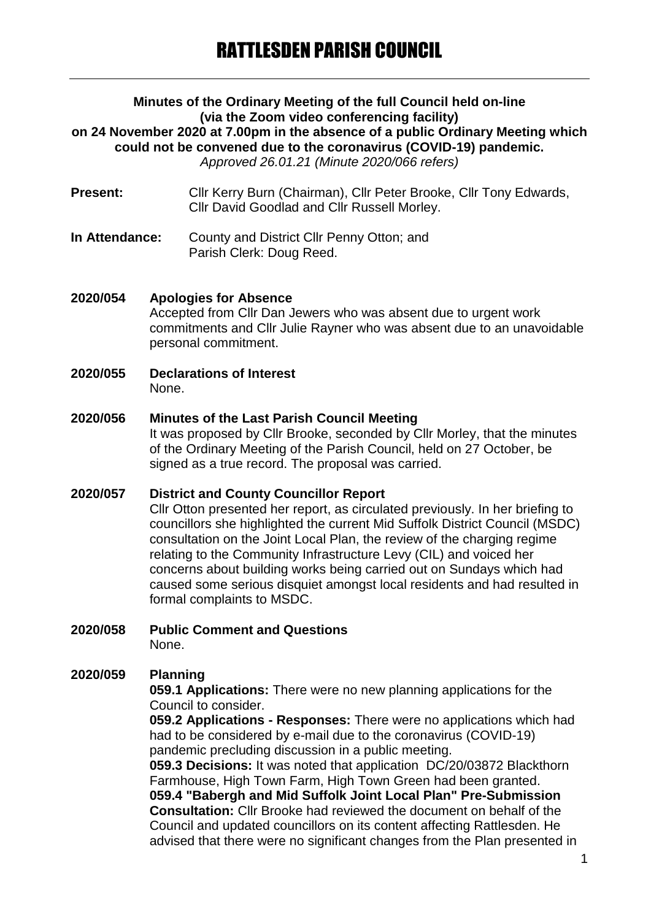# RATTLESDEN PARISH COUNCIL

**Minutes of the Ordinary Meeting of the full Council held on-line (via the Zoom video conferencing facility) on 24 November 2020 at 7.00pm in the absence of a public Ordinary Meeting which could not be convened due to the coronavirus (COVID-19) pandemic.**

*Approved 26.01.21 (Minute 2020/066 refers)*

**Present:** Cllr Kerry Burn (Chairman), Cllr Peter Brooke, Cllr Tony Edwards, Cllr David Goodlad and Cllr Russell Morley.

**In Attendance:** County and District Cllr Penny Otton; and Parish Clerk: Doug Reed.

**2020/054 Apologies for Absence**

Accepted from Cllr Dan Jewers who was absent due to urgent work commitments and Cllr Julie Rayner who was absent due to an unavoidable personal commitment.

**2020/055 Declarations of Interest**

None.

**2020/056 Minutes of the Last Parish Council Meeting**

It was proposed by Cllr Brooke, seconded by Cllr Morley, that the minutes of the Ordinary Meeting of the Parish Council, held on 27 October, be signed as a true record. The proposal was carried.

**2020/057 District and County Councillor Report**

Cllr Otton presented her report, as circulated previously. In her briefing to councillors she highlighted the current Mid Suffolk District Council (MSDC) consultation on the Joint Local Plan, the review of the charging regime relating to the Community Infrastructure Levy (CIL) and voiced her concerns about building works being carried out on Sundays which had caused some serious disquiet amongst local residents and had resulted in formal complaints to MSDC.

**2020/058 Public Comment and Questions**

None.

**2020/059 Planning**

**059.1 Applications:** There were no new planning applications for the Council to consider.

**059.2 Applications - Responses:** There were no applications which had had to be considered by e-mail due to the coronavirus (COVID-19) pandemic precluding discussion in a public meeting.

**059.3 Decisions:** It was noted that application DC/20/03872 Blackthorn Farmhouse, High Town Farm, High Town Green had been granted.

**059.4 "Babergh and Mid Suffolk Joint Local Plan" Pre-Submission Consultation:** Cllr Brooke had reviewed the document on behalf of the Council and updated councillors on its content affecting Rattlesden. He advised that there were no significant changes from the Plan presented in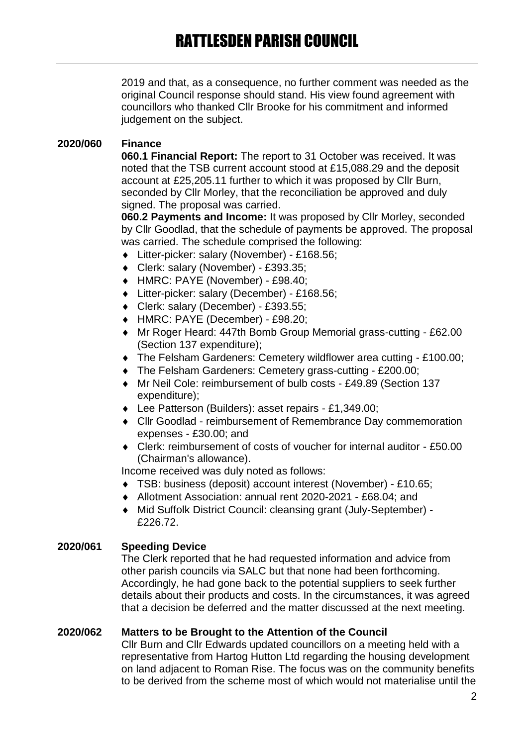2019 and that, as a consequence, no further comment was needed as the original Council response should stand. His view found agreement with councillors who thanked Cllr Brooke for his commitment and informed judgement on the subject.

**2020/060 Finance**

**060.1 Financial Report:** The report to 31 October was received. It was noted that the TSB current account stood at £15,088.29 and the deposit account at £25,205.11 further to which it was proposed by Cllr Burn, seconded by Cllr Morley, that the reconciliation be approved and duly signed. The proposal was carried.

**060.2 Payments and Income:** It was proposed by Cllr Morley, seconded by Cllr Goodlad, that the schedule of payments be approved. The proposal was carried. The schedule comprised the following:

- Litter-picker: salary (November) - £168.56;
- Clerk: salary (November) - £393.35;
- HMRC: PAYE (November) - £98.40;
- Litter-picker: salary (December) - £168.56;
- Clerk: salary (December) - £393.55;
- HMRC: PAYE (December) - £98.20;
- Mr Roger Heard: 447th Bomb Group Memorial grass-cutting - £62.00 (Section 137 expenditure);
- The Felsham Gardeners: Cemetery wildflower area cutting - £100.00;
- The Felsham Gardeners: Cemetery grass-cutting - £200.00;
- Mr Neil Cole: reimbursement of bulb costs - £49.89 (Section 137 expenditure);
- Lee Patterson (Builders): asset repairs - £1,349.00;
- Cllr Goodlad - reimbursement of Remembrance Day commemoration expenses - £30.00; and
- Clerk: reimbursement of costs of voucher for internal auditor - £50.00 (Chairman's allowance).

Income received was duly noted as follows:

- TSB: business (deposit) account interest (November) - £10.65;
- Allotment Association: annual rent 2020-2021 - £68.04; and
- Mid Suffolk District Council: cleansing grant (July-September) - £226.72.

**2020/061 Speeding Device**

The Clerk reported that he had requested information and advice from other parish councils via SALC but that none had been forthcoming. Accordingly, he had gone back to the potential suppliers to seek further details about their products and costs. In the circumstances, it was agreed that a decision be deferred and the matter discussed at the next meeting.

**2020/062 Matters to be Brought to the Attention of the Council**

Cllr Burn and Cllr Edwards updated councillors on a meeting held with a representative from Hartog Hutton Ltd regarding the housing development on land adjacent to Roman Rise. The focus was on the community benefits to be derived from the scheme most of which would not materialise until the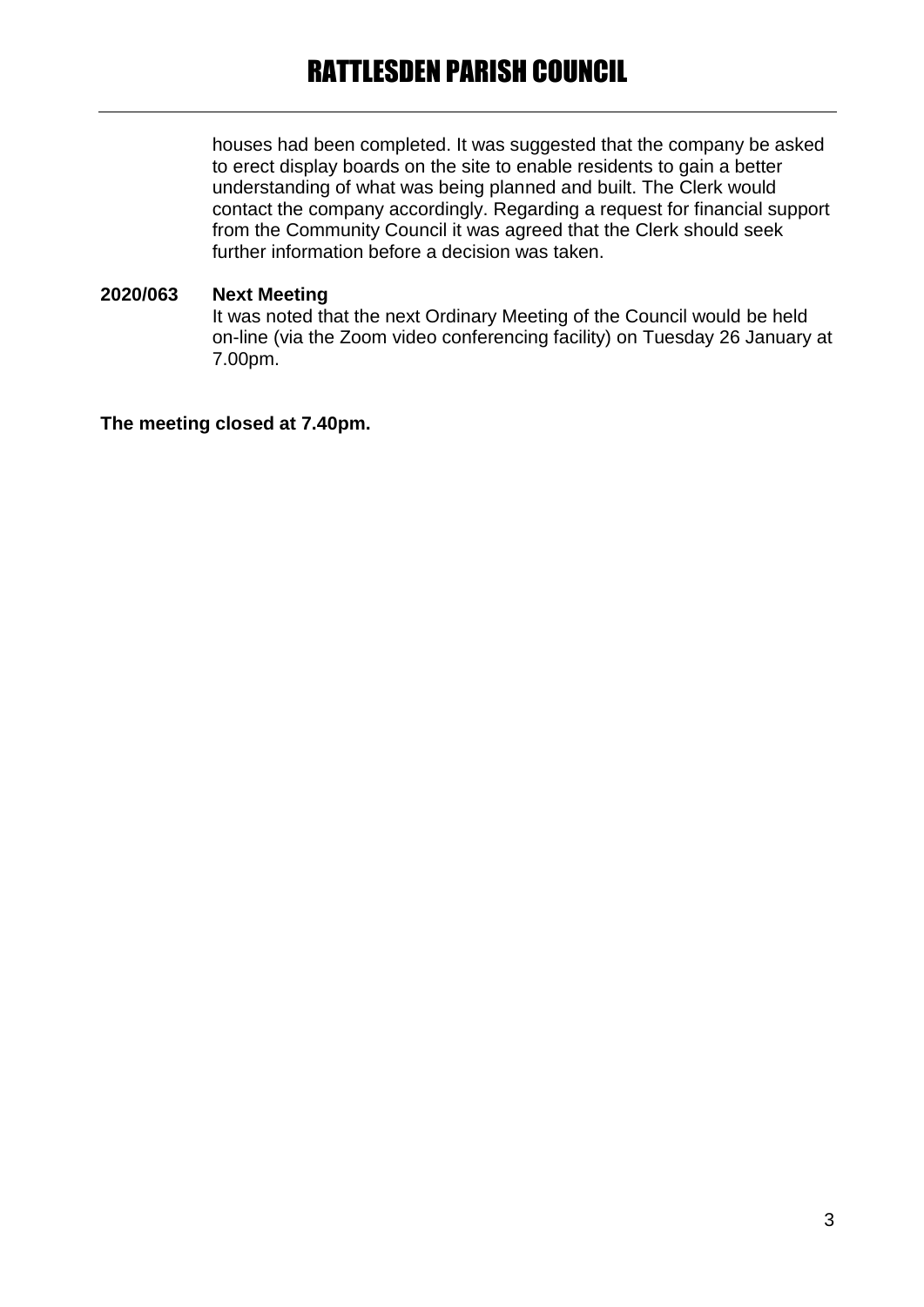houses had been completed. It was suggested that the company be asked to erect display boards on the site to enable residents to gain a better understanding of what was being planned and built. The Clerk would contact the company accordingly. Regarding a request for financial support from the Community Council it was agreed that the Clerk should seek further information before a decision was taken.

**2020/063 Next Meeting**

It was noted that the next Ordinary Meeting of the Council would be held on-line (via the Zoom video conferencing facility) on Tuesday 26 January at 7.00pm.

**The meeting closed at 7.40pm.**